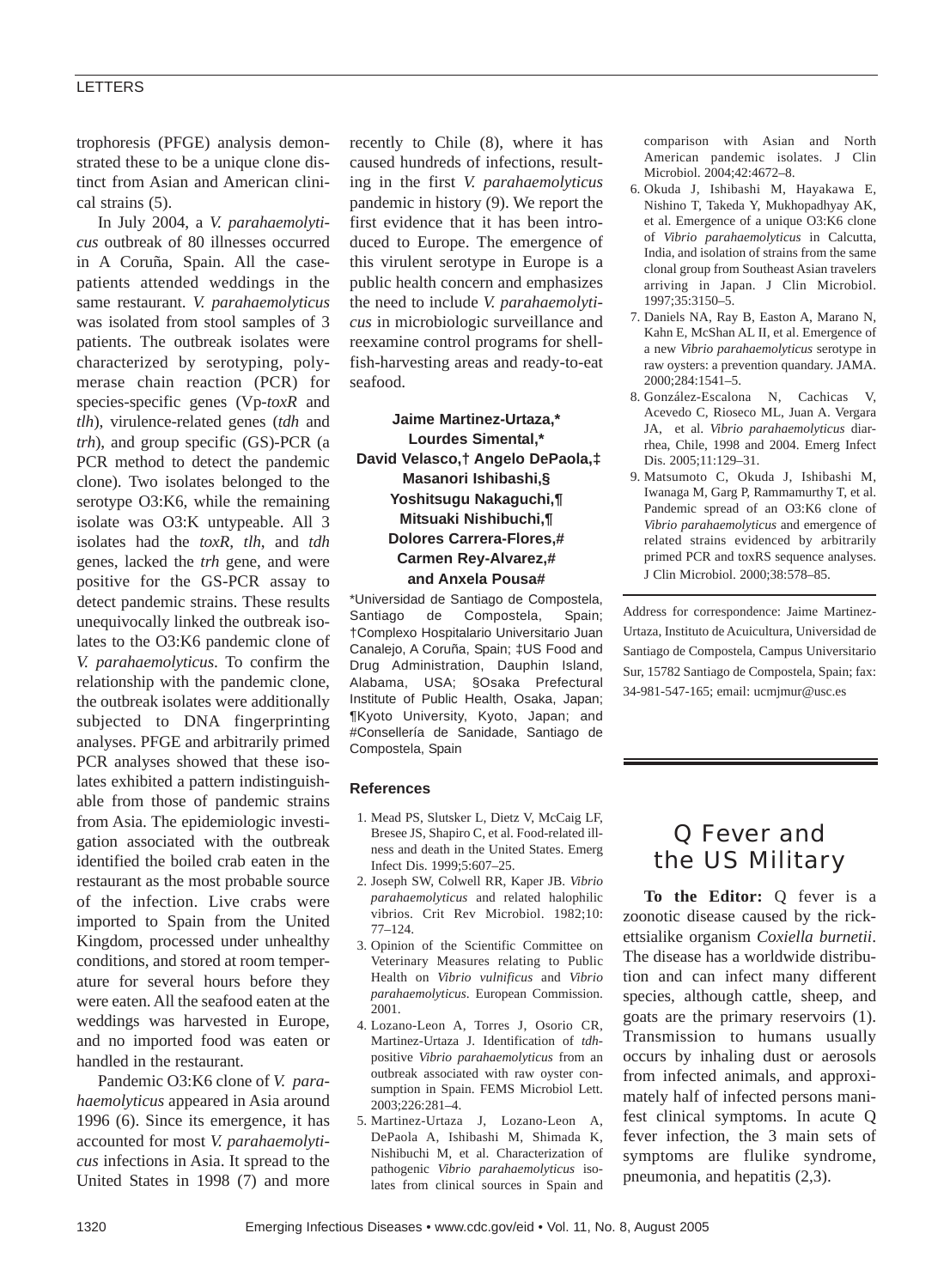trophoresis (PFGE) analysis demonstrated these to be a unique clone distinct from Asian and American clinical strains (5).

In July 2004, a *V. parahaemolyticus* outbreak of 80 illnesses occurred in A Coruña, Spain. All the case-patients attended weddings in the same restaurant. *V. parahaemolyticus* was isolated from stool samples of 3 patients. The outbreak isolates were characterized by serotyping, polymerase chain reaction (PCR) for species-specific genes (Vp-*toxR* and *tlh*), virulence-related genes (*tdh* and *trh*), and group specific (GS)-PCR (a PCR method to detect the pandemic clone). Two isolates belonged to the serotype O3:K6, while the remaining isolate was O3:K untypeable. All 3 isolates had the *toxR*, *tlh*, and *tdh* genes, lacked the *trh* gene, and were positive for the GS-PCR assay to detect pandemic strains. These results unequivocally linked the outbreak isolates to the O3:K6 pandemic clone of *V. parahaemolyticus*. To confirm the relationship with the pandemic clone, the outbreak isolates were additionally subjected to DNA fingerprinting analyses. PFGE and arbitrarily primed PCR analyses showed that these isolates exhibited a pattern indistinguishable from those of pandemic strains from Asia. The epidemiologic investigation associated with the outbreak identified the boiled crab eaten in the restaurant as the most probable source of the infection. Live crabs were imported to Spain from the United Kingdom, processed under unhealthy conditions, and stored at room temperature for several hours before they were eaten. All the seafood eaten at the weddings was harvested in Europe, and no imported food was eaten or handled in the restaurant.

Pandemic O3:K6 clone of *V. parahaemolyticus* appeared in Asia around 1996 (6). Since its emergence, it has accounted for most *V. parahaemolyticus* infections in Asia. It spread to the United States in 1998 (7) and more recently to Chile (8), where it has caused hundreds of infections, resulting in the first *V. parahaemolyticus* pandemic in history (9). We report the first evidence that it has been introduced to Europe. The emergence of this virulent serotype in Europe is a public health concern and emphasizes the need to include *V. parahaemolyticus* in microbiologic surveillance and reexamine control programs for shellfish-harvesting areas and ready-to-eat seafood.

**Jaime Martinez-Urtaza,\* Lourdes Simental,\* David Velasco,† Angelo DePaola,‡ Masanori Ishibashi,§ Yoshitsugu Nakaguchi,¶ Mitsuaki Nishibuchi,¶ Dolores Carrera-Flores,# Carmen Rey-Alvarez,# and Anxela Pousa#**

\*Universidad de Santiago de Compostela, Santiago de Compostela, Spain; †Complexo Hospitalario Universitario Juan Canalejo, A Coruña, Spain; ‡US Food and Drug Administration, Dauphin Island, Alabama, USA; §Osaka Prefectural Institute of Public Health, Osaka, Japan; ¶Kyoto University, Kyoto, Japan; and #Consellería de Sanidade, Santiago de Compostela, Spain

### References

1. Mead PS, Slutsker L, Dietz V, McCaig LF, Bresee JS, Shapiro C, et al. Food-related illness and death in the United States. Emerg Infect Dis. 1999;5:607–25.
2. Joseph SW, Colwell RR, Kaper JB. *Vibrio parahaemolyticus* and related halophilic vibrios. Crit Rev Microbiol. 1982;10: 77–124.
3. Opinion of the Scientific Committee on Veterinary Measures relating to Public Health on *Vibrio vulnificus* and *Vibrio parahaemolyticus*. European Commission. 2001.
4. Lozano-Leon A, Torres J, Osorio CR, Martinez-Urtaza J. Identification of *tdh*-positive *Vibrio parahaemolyticus* from an outbreak associated with raw oyster consumption in Spain. FEMS Microbiol Lett. 2003;226:281–4.
5. Martinez-Urtaza J, Lozano-Leon A, DePaola A, Ishibashi M, Shimada K, Nishibuchi M, et al. Characterization of pathogenic *Vibrio parahaemolyticus* isolates from clinical sources in Spain and comparison with Asian and North American pandemic isolates. J Clin Microbiol. 2004;42:4672–8.
6. Okuda J, Ishibashi M, Hayakawa E, Nishino T, Takeda Y, Mukhopadhyay AK, et al. Emergence of a unique O3:K6 clone of *Vibrio parahaemolyticus* in Calcutta, India, and isolation of strains from the same clonal group from Southeast Asian travelers arriving in Japan. J Clin Microbiol. 1997;35:3150–5.
7. Daniels NA, Ray B, Easton A, Marano N, Kahn E, McShan AL II, et al. Emergence of a new *Vibrio parahaemolyticus* serotype in raw oysters: a prevention quandary. JAMA. 2000;284:1541–5.
8. González-Escalona N, Cachicas V, Acevedo C, Rioseco ML, Juan A. Vergara JA, et al. *Vibrio parahaemolyticus* diarrhea, Chile, 1998 and 2004. Emerg Infect Dis. 2005;11:129–31.
9. Matsumoto C, Okuda J, Ishibashi M, Iwanaga M, Garg P, Rammamurthy T, et al. Pandemic spread of an O3:K6 clone of *Vibrio parahaemolyticus* and emergence of related strains evidenced by arbitrarily primed PCR and toxRS sequence analyses. J Clin Microbiol. 2000;38:578–85.

Address for correspondence: Jaime Martinez-Urtaza, Instituto de Acuicultura, Universidad de Santiago de Compostela, Campus Universitario Sur, 15782 Santiago de Compostela, Spain; fax: 34-981-547-165; email: ucmjmur@usc.es

## Q Fever and the US Military

**To the Editor:** Q fever is a zoonotic disease caused by the rickettsialike organism *Coxiella burnetii*. The disease has a worldwide distribution and can infect many different species, although cattle, sheep, and goats are the primary reservoirs (1). Transmission to humans usually occurs by inhaling dust or aerosols from infected animals, and approximately half of infected persons manifest clinical symptoms. In acute Q fever infection, the 3 main sets of symptoms are flulike syndrome, pneumonia, and hepatitis (2,3).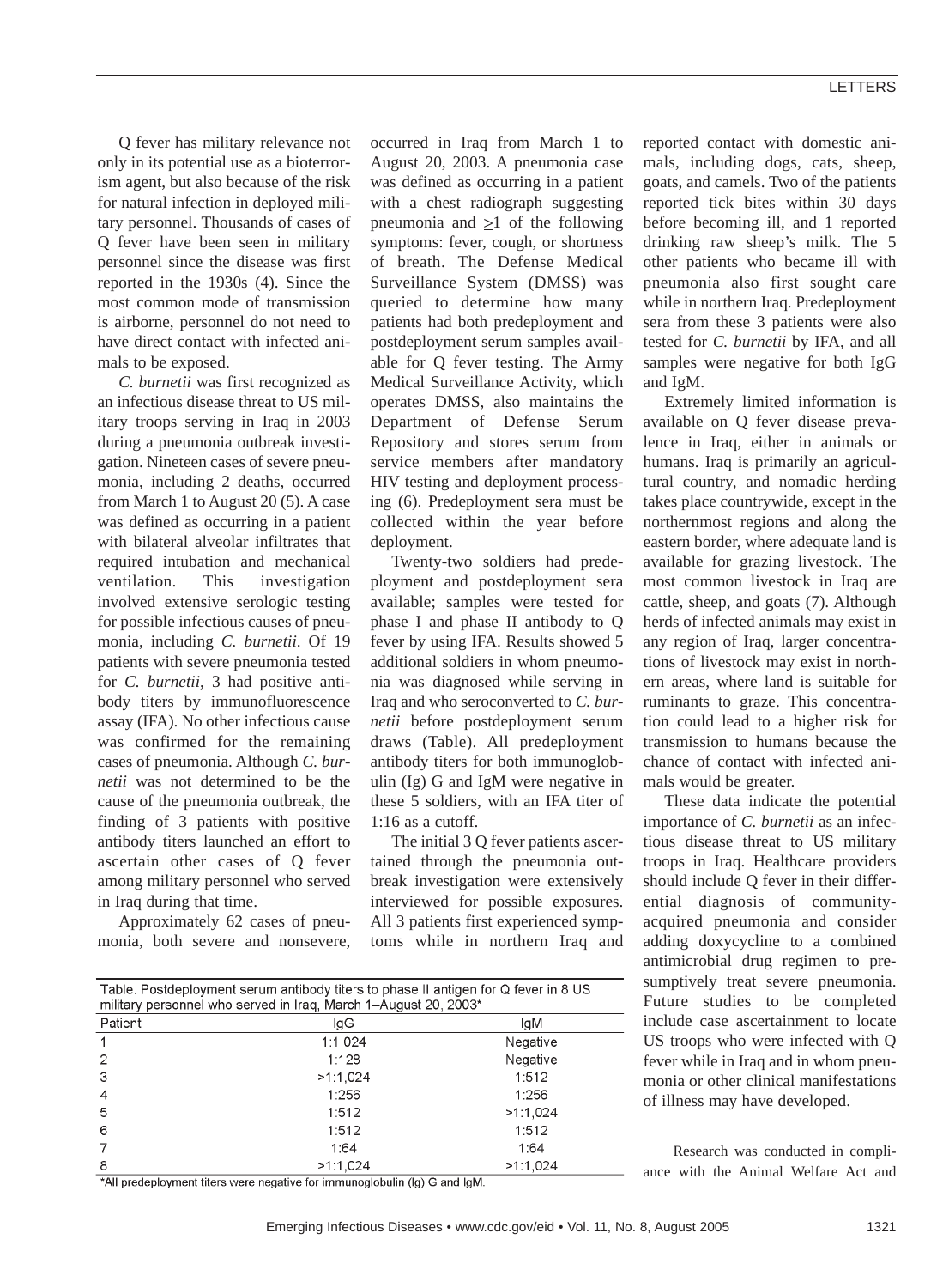Q fever has military relevance not only in its potential use as a bioterrorism agent, but also because of the risk for natural infection in deployed military personnel. Thousands of cases of Q fever have been seen in military personnel since the disease was first reported in the 1930s (4). Since the most common mode of transmission is airborne, personnel do not need to have direct contact with infected animals to be exposed.

*C. burnetii* was first recognized as an infectious disease threat to US military troops serving in Iraq in 2003 during a pneumonia outbreak investigation. Nineteen cases of severe pneumonia, including 2 deaths, occurred from March 1 to August 20 (5). A case was defined as occurring in a patient with bilateral alveolar infiltrates that required intubation and mechanical ventilation. This investigation involved extensive serologic testing for possible infectious causes of pneumonia, including *C. burnetii*. Of 19 patients with severe pneumonia tested for *C. burnetii*, 3 had positive antibody titers by immunofluoresence assay (IFA). No other infectious cause was confirmed for the remaining cases of pneumonia. Although *C. burnetii* was not determined to be the cause of the pneumonia outbreak, the finding of 3 patients with positive antibody titers launched an effort to ascertain other cases of Q fever among military personnel who served in Iraq during that time.

Approximately 62 cases of pneumonia, both severe and nonsevere, occurred in Iraq from March 1 to August 20, 2003. A pneumonia case was defined as occurring in a patient with a chest radiograph suggesting pneumonia and $\geq$1 of the following symptoms: fever, cough, or shortness of breath. The Defense Medical Surveillance System (DMSS) was queried to determine how many patients had both predeployment and postdeployment serum samples available for Q fever testing. The Army Medical Surveillance Activity, which operates DMSS, also maintains the Department of Defense Serum Repository and stores serum from service members after mandatory HIV testing and deployment processing (6). Predeployment sera must be collected within the year before deployment.

Twenty-two soldiers had predeployment and postdeployment sera available; samples were tested for phase I and phase II antibody to Q fever by using IFA. Results showed 5 additional soldiers in whom pneumonia was diagnosed while serving in Iraq and who seroconverted to *C. burnetii* before postdeployment serum draws (Table). All predeployment antibody titers for both immunoglobulin (Ig) G and IgM were negative in these 5 soldiers, with an IFA titer of 1:16 as a cutoff.

The initial 3 Q fever patients ascertained through the pneumonia outbreak investigation were extensively interviewed for possible exposures. All 3 patients first experienced symptoms while in northern Iraq and reported contact with domestic animals, including dogs, cats, sheep, goats, and camels. Two of the patients reported tick bites within 30 days before becoming ill, and 1 reported drinking raw sheep's milk. The 5 other patients who became ill with pneumonia also first sought care while in northern Iraq. Predeployment sera from these 3 patients were also tested for *C. burnetii* by IFA, and all samples were negative for both IgG and IgM.

Extremely limited information is available on Q fever disease prevalence in Iraq, either in animals or humans. Iraq is primarily an agricultural country, and nomadic herding takes place countrywide, except in the northernmost regions and along the eastern border, where adequate land is available for grazing livestock. The most common livestock in Iraq are cattle, sheep, and goats (7). Although herds of infected animals may exist in any region of Iraq, larger concentrations of livestock may exist in northern areas, where land is suitable for ruminants to graze. This concentration could lead to a higher risk for transmission to humans because the chance of contact with infected animals would be greater.

These data indicate the potential importance of *C. burnetii* as an infectious disease threat to US military troops in Iraq. Healthcare providers should include Q fever in their differential diagnosis of community-acquired pneumonia and consider adding doxycycline to a combined antimicrobial drug regimen to presumptively treat severe pneumonia. Future studies to be completed include case ascertainment to locate US troops who were infected with Q fever while in Iraq and in whom pneumonia or other clinical manifestations of illness may have developed.

Table. Postdeployment serum antibody titers to phase II antigen for Q fever in 8 US military personnel who served in Iraq, March 1–August 20, 2003*

| Patient | IgG | IgM |
|---|---|---|
| 1 | 1:1,024 | Negative |
| 2 | 1:128 | Negative |
| 3 | >1:1,024 | 1:512 |
| 4 | 1:256 | 1:256 |
| 5 | 1:512 | >1:1,024 |
| 6 | 1:512 | 1:512 |
| 7 | 1:64 | 1:64 |
| 8 | >1:1,024 | >1:1,024 |

*All predeployment titers were negative for immunoglobulin (Ig) G and IgM.

Research was conducted in compliance with the Animal Welfare Act and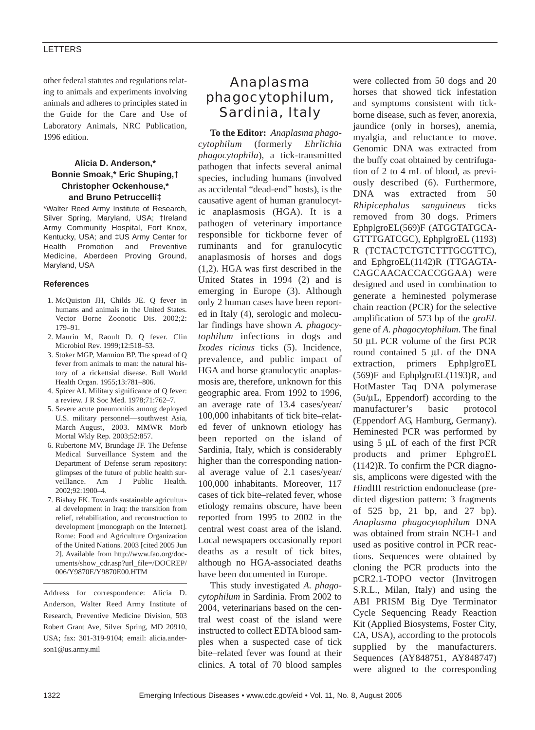other federal statutes and regulations relating to animals and experiments involving animals and adheres to principles stated in the Guide for the Care and Use of Laboratory Animals, NRC Publication, 1996 edition.

**Alicia D. Anderson,* Bonnie Smoak,* Eric Shuping,† Christopher Ockenhouse,* and Bruno Petruccelli‡**

*Walter Reed Army Institute of Research, Silver Spring, Maryland, USA; †Ireland Army Community Hospital, Fort Knox, Kentucky, USA; and ‡US Army Center for Health Promotion and Preventive Medicine, Aberdeen Proving Ground, Maryland, USA

### References

1. McQuiston JH, Childs JE. Q fever in humans and animals in the United States. Vector Borne Zoonotic Dis. 2002;2:179–91.
2. Maurin M, Raoult D. Q fever. Clin Microbiol Rev. 1999;12:518–53.
3. Stoker MGP, Marmion BP. The spread of Q fever from animals to man: the natural history of a rickettsial disease. Bull World Health Organ. 1955;13:781–806.
4. Spicer AJ. Military significance of Q fever: a review. J R Soc Med. 1978;71:762–7.
5. Severe acute pneumonitis among deployed U.S. military personnel—southwest Asia, March–August, 2003. MMWR Morb Mortal Wkly Rep. 2003;52:857.
6. Rubertone MV, Brundage JF. The Defense Medical Surveillance System and the Department of Defense serum repository: glimpses of the future of public health surveillance. Am J Public Health. 2002;92:1900–4.
7. Bishay FK. Towards sustainable agricultural development in Iraq: the transition from relief, rehabilitation, and reconstruction to development [monograph on the Internet]. Rome: Food and Agriculture Organization of the United Nations. 2003 [cited 2005 Jun 2]. Available from http://www.fao.org/documents/show_cdr.asp?url_file=/DOCREP/006/Y9870E/Y9870E00.HTM

Address for correspondence: Alicia D. Anderson, Walter Reed Army Institute of Research, Preventive Medicine Division, 503 Robert Grant Ave, Silver Spring, MD 20910, USA; fax: 301-319-9104; email: alicia.anderson1@us.army.mil

# *Anaplasma phagocytophilum*, Sardinia, Italy

**To the Editor:** *Anaplasma phagocytophilum* (formerly *Ehrlichia phagocytophila*), a tick-transmitted pathogen that infects several animal species, including humans (involved as accidental "dead-end" hosts), is the causative agent of human granulocytic anaplasmosis (HGA). It is a pathogen of veterinary importance responsible for tickborne fever of ruminants and for granulocytic anaplasmosis of horses and dogs (1,2). HGA was first described in the United States in 1994 (2) and is emerging in Europe (3). Although only 2 human cases have been reported in Italy (4), serologic and molecular findings have shown *A. phagocytophilum* infections in dogs and *Ixodes ricinus* ticks (5). Incidence, prevalence, and public impact of HGA and horse granulocytic anaplasmosis are, therefore, unknown for this geographic area. From 1992 to 1996, an average rate of 13.4 cases/year/100,000 inhabitants of tick bite–related fever of unknown etiology has been reported on the island of Sardinia, Italy, which is considerably higher than the corresponding national average value of 2.1 cases/year/100,000 inhabitants. Moreover, 117 cases of tick bite–related fever, whose etiology remains obscure, have been reported from 1995 to 2002 in the central west coast area of the island. Local newspapers occasionally report deaths as a result of tick bites, although no HGA-associated deaths have been documented in Europe.

This study investigated *A. phagocytophilum* in Sardinia. From 2002 to 2004, veterinarians based on the central west coast of the island were instructed to collect EDTA blood samples when a suspected case of tick bite–related fever was found at their clinics. A total of 70 blood samples were collected from 50 dogs and 20 horses that showed tick infestation and symptoms consistent with tickborne disease, such as fever, anorexia, jaundice (only in horses), anemia, myalgia, and reluctance to move. Genomic DNA was extracted from the buffy coat obtained by centrifugation of 2 to 4 mL of blood, as previously described (6). Furthermore, DNA was extracted from 50 *Rhipicephalus sanguineus* ticks removed from 30 dogs. Primers EphplgroEL(569)F (ATGGTATGCAGTTTGATCGC), EphplgroEL (1193) R (TCTACTCTGTCTTTGCGTTC), and EphgroEL(1142)R (TTGAGTACAGCAACACCACCGGAA) were designed and used in combination to generate a heminested polymerase chain reaction (PCR) for the selective amplification of 573 bp of the *groEL* gene of *A. phagocytophilum*. The final 50 µL PCR volume of the first PCR round contained 5 µL of the DNA extraction, primers EphplgroEL (569)F and EphplgroEL(1193)R, and HotMaster Taq DNA polymerase (5u/µL, Eppendorf) according to the manufacturer's basic protocol (Eppendorf AG, Hamburg, Germany). Heminested PCR was performed by using 5 µL of each of the first PCR products and primer EphgroEL (1142)R. To confirm the PCR diagnosis, amplicons were digested with the *Hin*dIII restriction endonuclease (predicted digestion pattern: 3 fragments of 525 bp, 21 bp, and 27 bp). *Anaplasma phagocytophilum* DNA was obtained from strain NCH-1 and used as positive control in PCR reactions. Sequences were obtained by cloning the PCR products into the pCR2.1-TOPO vector (Invitrogen S.R.L., Milan, Italy) and using the ABI PRISM Big Dye Terminator Cycle Sequencing Ready Reaction Kit (Applied Biosystems, Foster City, CA, USA), according to the protocols supplied by the manufacturers. Sequences (AY848751, AY848747) were aligned to the corresponding